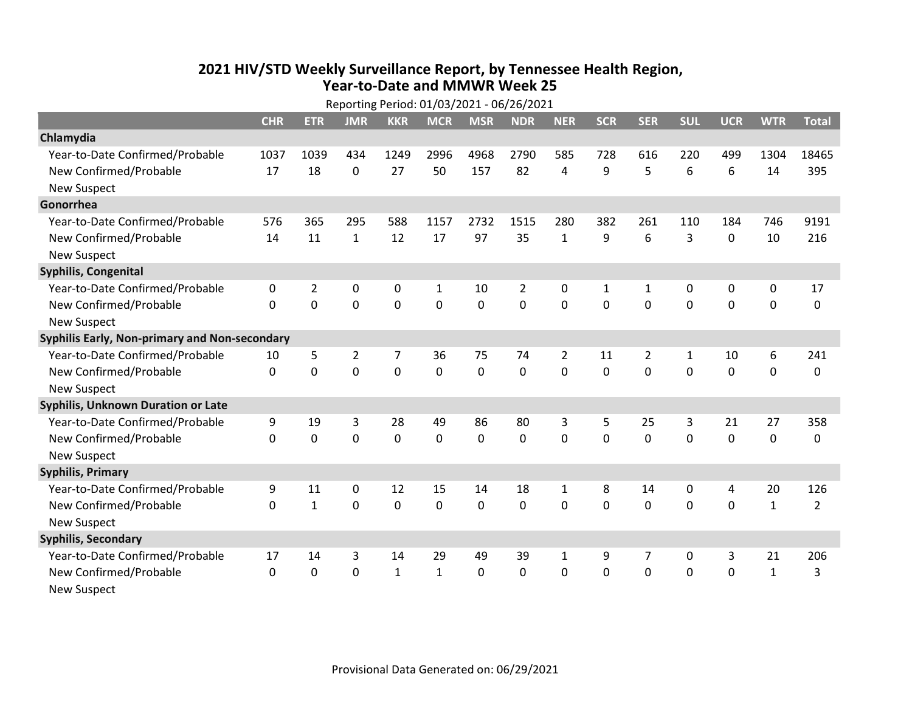# 2021 HIV/STD Weekly Surveillance Report, by Tennessee Health Region, Year-to-Date and MMWR Week 25

Reporting Period: 01/03/2021 - 06/26/2021

| | CHR | ETR | JMR | KKR | MCR | MSR | NDR | NER | SCR | SER | SUL | UCR | WTR | Total |
|---|---|---|---|---|---|---|---|---|---|---|---|---|---|---|
| **Chlamydia** | | | | | | | | | | | | | | |
| Year-to-Date Confirmed/Probable | 1037 | 1039 | 434 | 1249 | 2996 | 4968 | 2790 | 585 | 728 | 616 | 220 | 499 | 1304 | 18465 |
| New Confirmed/Probable | 17 | 18 | 0 | 27 | 50 | 157 | 82 | 4 | 9 | 5 | 6 | 6 | 14 | 395 |
| New Suspect | | | | | | | | | | | | | | |
| **Gonorrhea** | | | | | | | | | | | | | | |
| Year-to-Date Confirmed/Probable | 576 | 365 | 295 | 588 | 1157 | 2732 | 1515 | 280 | 382 | 261 | 110 | 184 | 746 | 9191 |
| New Confirmed/Probable | 14 | 11 | 1 | 12 | 17 | 97 | 35 | 1 | 9 | 6 | 3 | 0 | 10 | 216 |
| New Suspect | | | | | | | | | | | | | | |
| **Syphilis, Congenital** | | | | | | | | | | | | | | |
| Year-to-Date Confirmed/Probable | 0 | 2 | 0 | 0 | 1 | 10 | 2 | 0 | 1 | 1 | 0 | 0 | 0 | 17 |
| New Confirmed/Probable | 0 | 0 | 0 | 0 | 0 | 0 | 0 | 0 | 0 | 0 | 0 | 0 | 0 | 0 |
| New Suspect | | | | | | | | | | | | | | |
| **Syphilis Early, Non-primary and Non-secondary** | | | | | | | | | | | | | | |
| Year-to-Date Confirmed/Probable | 10 | 5 | 2 | 7 | 36 | 75 | 74 | 2 | 11 | 2 | 1 | 10 | 6 | 241 |
| New Confirmed/Probable | 0 | 0 | 0 | 0 | 0 | 0 | 0 | 0 | 0 | 0 | 0 | 0 | 0 | 0 |
| New Suspect | | | | | | | | | | | | | | |
| **Syphilis, Unknown Duration or Late** | | | | | | | | | | | | | | |
| Year-to-Date Confirmed/Probable | 9 | 19 | 3 | 28 | 49 | 86 | 80 | 3 | 5 | 25 | 3 | 21 | 27 | 358 |
| New Confirmed/Probable | 0 | 0 | 0 | 0 | 0 | 0 | 0 | 0 | 0 | 0 | 0 | 0 | 0 | 0 |
| New Suspect | | | | | | | | | | | | | | |
| **Syphilis, Primary** | | | | | | | | | | | | | | |
| Year-to-Date Confirmed/Probable | 9 | 11 | 0 | 12 | 15 | 14 | 18 | 1 | 8 | 14 | 0 | 4 | 20 | 126 |
| New Confirmed/Probable | 0 | 1 | 0 | 0 | 0 | 0 | 0 | 0 | 0 | 0 | 0 | 0 | 1 | 2 |
| New Suspect | | | | | | | | | | | | | | |
| **Syphilis, Secondary** | | | | | | | | | | | | | | |
| Year-to-Date Confirmed/Probable | 17 | 14 | 3 | 14 | 29 | 49 | 39 | 1 | 9 | 7 | 0 | 3 | 21 | 206 |
| New Confirmed/Probable | 0 | 0 | 0 | 1 | 1 | 0 | 0 | 0 | 0 | 0 | 0 | 0 | 1 | 3 |
| New Suspect | | | | | | | | | | | | | | |

Provisional Data Generated on: 06/29/2021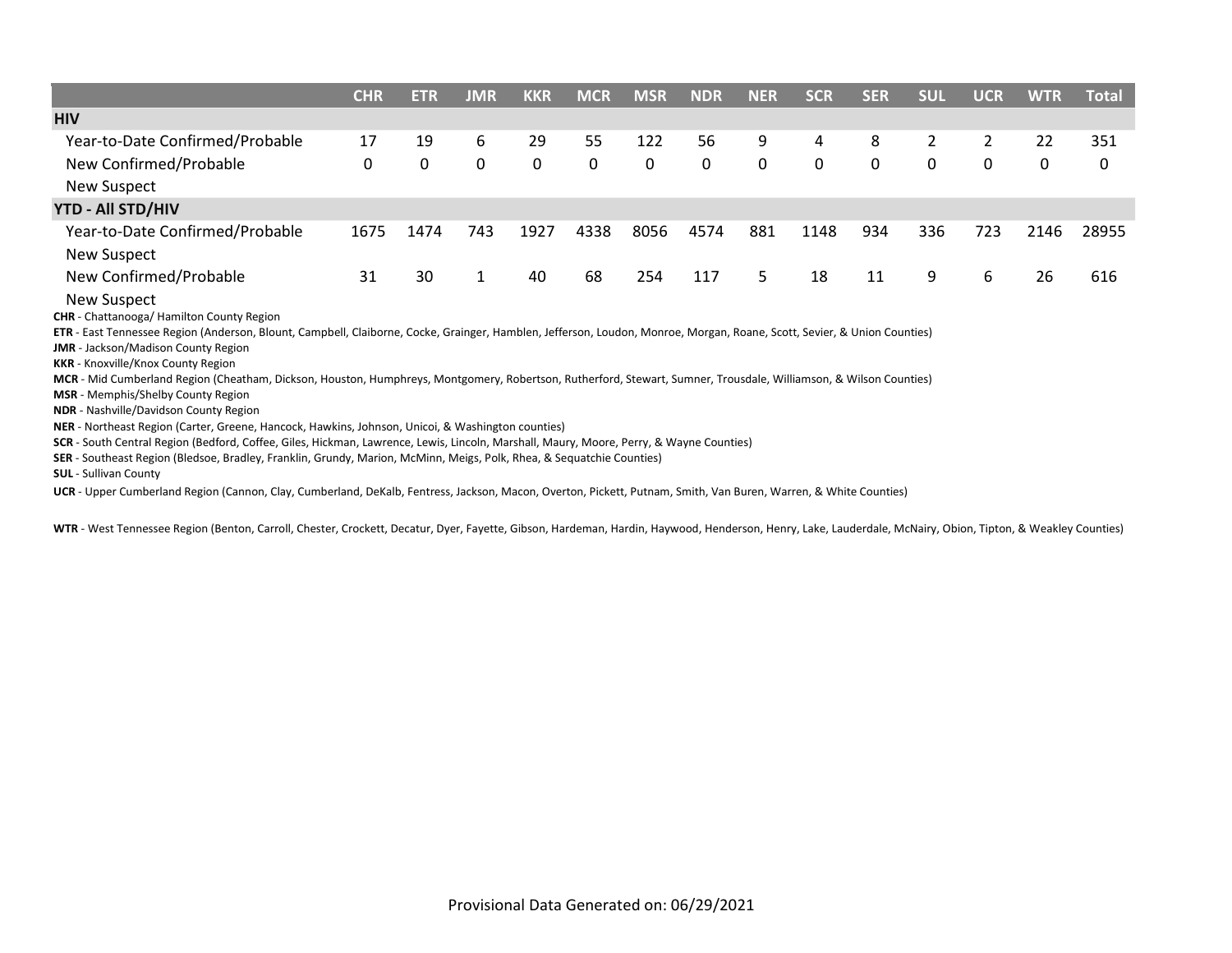| | CHR | ETR | JMR | KKR | MCR | MSR | NDR | NER | SCR | SER | SUL | UCR | WTR | Total |
|---|---|---|---|---|---|---|---|---|---|---|---|---|---|---|
| **HIV** | | | | | | | | | | | | | | |
| Year-to-Date Confirmed/Probable | 17 | 19 | 6 | 29 | 55 | 122 | 56 | 9 | 4 | 8 | 2 | 2 | 22 | 351 |
| New Confirmed/Probable | 0 | 0 | 0 | 0 | 0 | 0 | 0 | 0 | 0 | 0 | 0 | 0 | 0 | 0 |
| New Suspect | | | | | | | | | | | | | | |
| **YTD - All STD/HIV** | | | | | | | | | | | | | | |
| Year-to-Date Confirmed/Probable | 1675 | 1474 | 743 | 1927 | 4338 | 8056 | 4574 | 881 | 1148 | 934 | 336 | 723 | 2146 | 28955 |
| New Suspect | | | | | | | | | | | | | | |
| New Confirmed/Probable | 31 | 30 | 1 | 40 | 68 | 254 | 117 | 5 | 18 | 11 | 9 | 6 | 26 | 616 |
| New Suspect | | | | | | | | | | | | | | |

**CHR** - Chattanooga/ Hamilton County Region

**ETR** - East Tennessee Region (Anderson, Blount, Campbell, Claiborne, Cocke, Grainger, Hamblen, Jefferson, Loudon, Monroe, Morgan, Roane, Scott, Sevier, & Union Counties)

**JMR** - Jackson/Madison County Region

**KKR** - Knoxville/Knox County Region

**MCR** - Mid Cumberland Region (Cheatham, Dickson, Houston, Humphreys, Montgomery, Robertson, Rutherford, Stewart, Sumner, Trousdale, Williamson, & Wilson Counties)

**MSR** - Memphis/Shelby County Region

**NDR** - Nashville/Davidson County Region

**NER** - Northeast Region (Carter, Greene, Hancock, Hawkins, Johnson, Unicoi, & Washington counties)

**SCR** - South Central Region (Bedford, Coffee, Giles, Hickman, Lawrence, Lewis, Lincoln, Marshall, Maury, Moore, Perry, & Wayne Counties)

**SER** - Southeast Region (Bledsoe, Bradley, Franklin, Grundy, Marion, McMinn, Meigs, Polk, Rhea, & Sequatchie Counties)

**SUL** - Sullivan County

**UCR** - Upper Cumberland Region (Cannon, Clay, Cumberland, DeKalb, Fentress, Jackson, Macon, Overton, Pickett, Putnam, Smith, Van Buren, Warren, & White Counties)

**WTR** - West Tennessee Region (Benton, Carroll, Chester, Crockett, Decatur, Dyer, Fayette, Gibson, Hardeman, Hardin, Haywood, Henderson, Henry, Lake, Lauderdale, McNairy, Obion, Tipton, & Weakley Counties)

Provisional Data Generated on: 06/29/2021